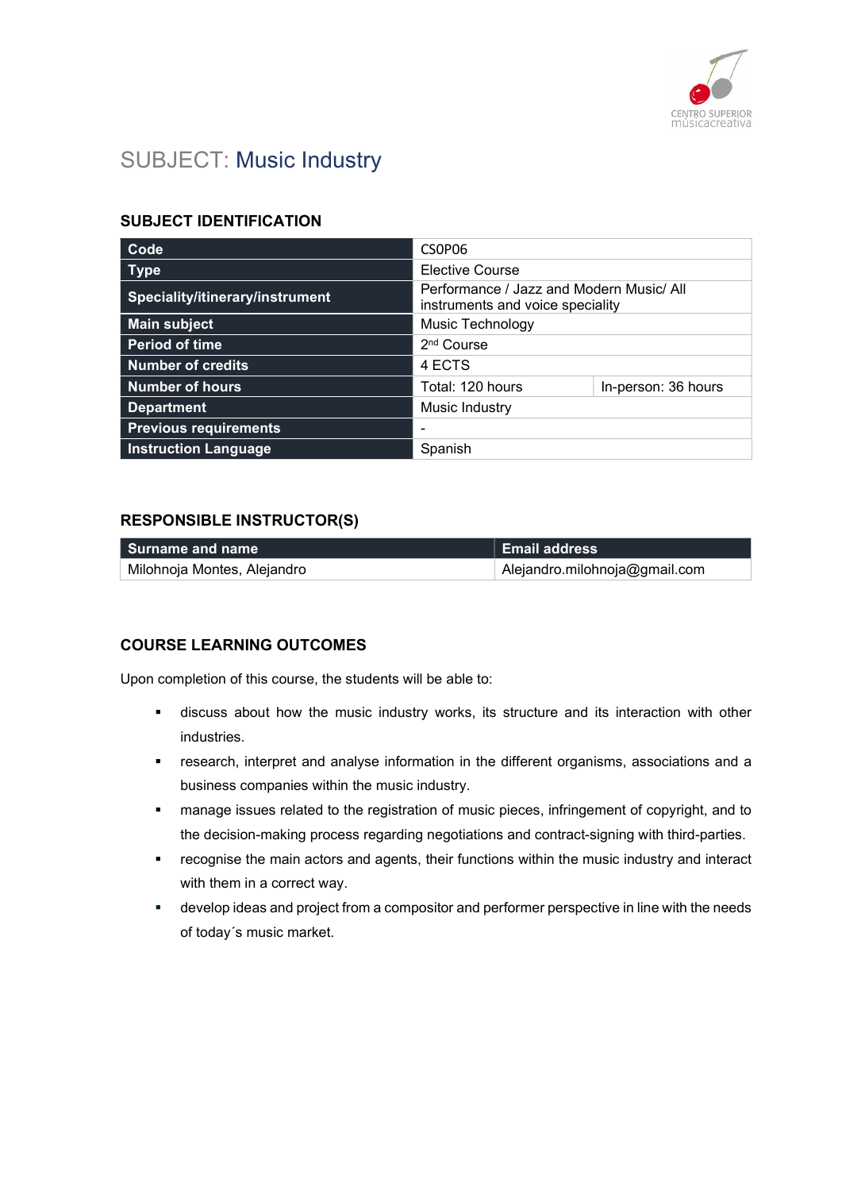# SUBJECT: Music Industry

## SUBJECT IDENTIFICATION

| | | |
|---|---|---|
| **Code** | CSOP06 | |
| **Type** | Elective Course | |
| **Speciality/itinerary/instrument** | Performance / Jazz and Modern Music/ All instruments and voice speciality | |
| **Main subject** | Music Technology | |
| **Period of time** | 2nd Course | |
| **Number of credits** | 4 ECTS | |
| **Number of hours** | Total: 120 hours | In-person: 36 hours |
| **Department** | Music Industry | |
| **Previous requirements** | - | |
| **Instruction Language** | Spanish | |

## RESPONSIBLE INSTRUCTOR(S)

| Surname and name | Email address |
|---|---|
| Milohnoja Montes, Alejandro | Alejandro.milohnoja@gmail.com |

## COURSE LEARNING OUTCOMES

Upon completion of this course, the students will be able to:

- discuss about how the music industry works, its structure and its interaction with other industries.
- research, interpret and analyse information in the different organisms, associations and a business companies within the music industry.
- manage issues related to the registration of music pieces, infringement of copyright, and to the decision-making process regarding negotiations and contract-signing with third-parties.
- recognise the main actors and agents, their functions within the music industry and interact with them in a correct way.
- develop ideas and project from a compositor and performer perspective in line with the needs of today´s music market.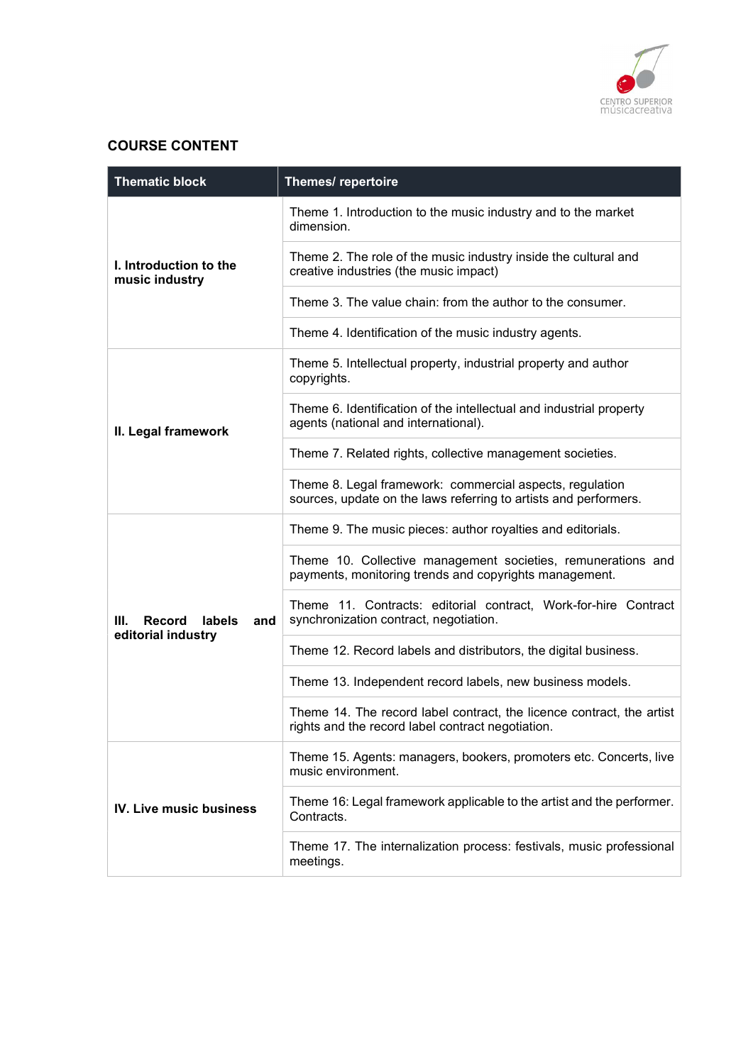## COURSE CONTENT

| Thematic block | Themes/ repertoire |
|---|---|
| **I. Introduction to the music industry** | Theme 1. Introduction to the music industry and to the market dimension. |
| | Theme 2. The role of the music industry inside the cultural and creative industries (the music impact) |
| | Theme 3. The value chain: from the author to the consumer. |
| | Theme 4. Identification of the music industry agents. |
| **II. Legal framework** | Theme 5. Intellectual property, industrial property and author copyrights. |
| | Theme 6. Identification of the intellectual and industrial property agents (national and international). |
| | Theme 7. Related rights, collective management societies. |
| | Theme 8. Legal framework: commercial aspects, regulation sources, update on the laws referring to artists and performers. |
| **III. Record labels and editorial industry** | Theme 9. The music pieces: author royalties and editorials. |
| | Theme 10. Collective management societies, remunerations and payments, monitoring trends and copyrights management. |
| | Theme 11. Contracts: editorial contract, Work-for-hire Contract synchronization contract, negotiation. |
| | Theme 12. Record labels and distributors, the digital business. |
| | Theme 13. Independent record labels, new business models. |
| | Theme 14. The record label contract, the licence contract, the artist rights and the record label contract negotiation. |
| **IV. Live music business** | Theme 15. Agents: managers, bookers, promoters etc. Concerts, live music environment. |
| | Theme 16: Legal framework applicable to the artist and the performer. Contracts. |
| | Theme 17. The internalization process: festivals, music professional meetings. |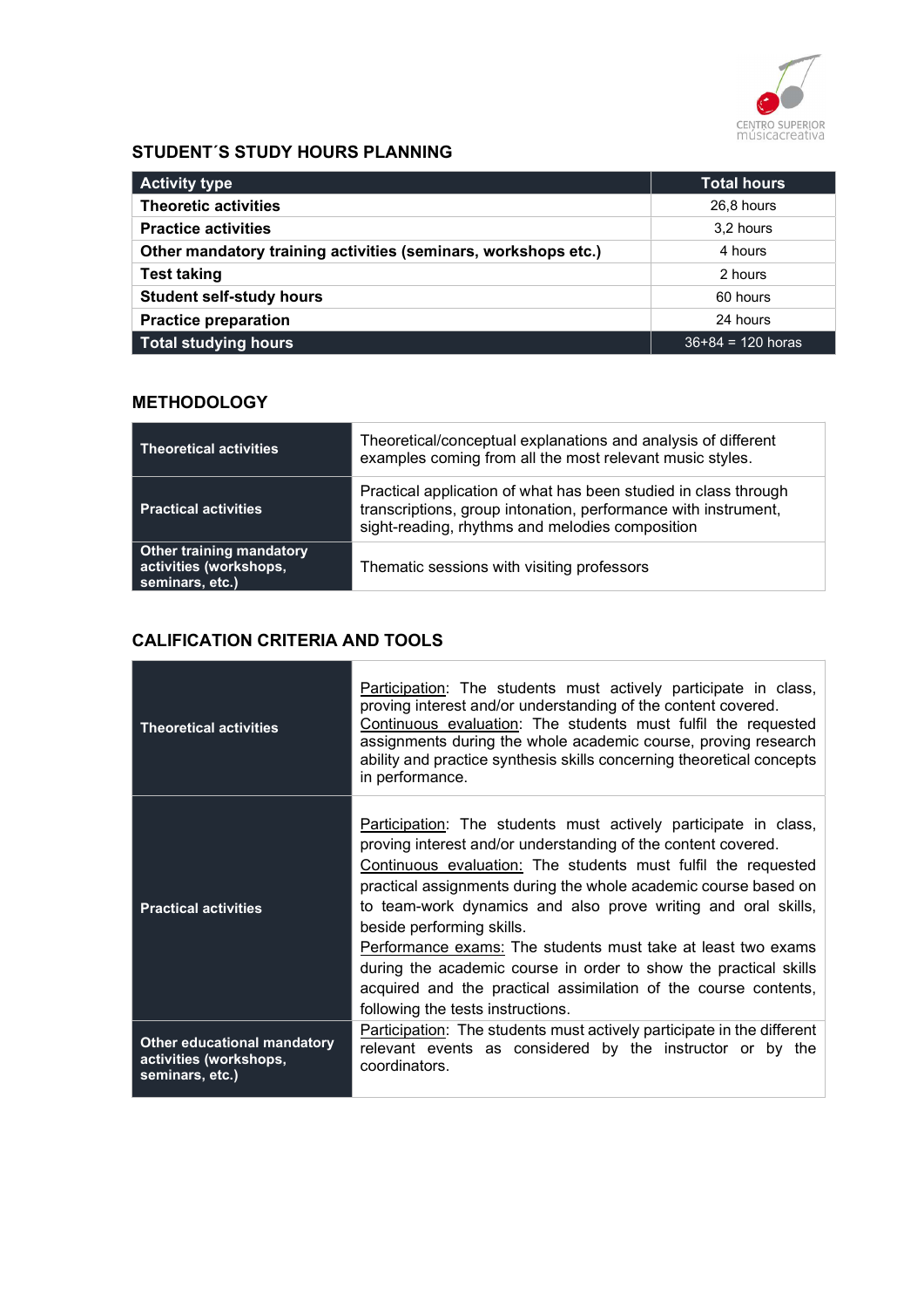## STUDENT´S STUDY HOURS PLANNING

| Activity type | Total hours |
|---|---|
| **Theoretic activities** | 26,8 hours |
| **Practice activities** | 3,2 hours |
| **Other mandatory training activities (seminars, workshops etc.)** | 4 hours |
| **Test taking** | 2 hours |
| **Student self-study hours** | 60 hours |
| **Practice preparation** | 24 hours |
| **Total studying hours** | 36+84 = 120 horas |

## METHODOLOGY

| | |
|---|---|
| **Theoretical activities** | Theoretical/conceptual explanations and analysis of different examples coming from all the most relevant music styles. |
| **Practical activities** | Practical application of what has been studied in class through transcriptions, group intonation, performance with instrument, sight-reading, rhythms and melodies composition |
| **Other training mandatory activities (workshops, seminars, etc.)** | Thematic sessions with visiting professors |

## CALIFICATION CRITERIA AND TOOLS

| | |
|---|---|
| **Theoretical activities** | Participation: The students must actively participate in class, proving interest and/or understanding of the content covered. Continuous evaluation: The students must fulfil the requested assignments during the whole academic course, proving research ability and practice synthesis skills concerning theoretical concepts in performance. |
| **Practical activities** | Participation: The students must actively participate in class, proving interest and/or understanding of the content covered. Continuous evaluation: The students must fulfil the requested practical assignments during the whole academic course based on to team-work dynamics and also prove writing and oral skills, beside performing skills. Performance exams: The students must take at least two exams during the academic course in order to show the practical skills acquired and the practical assimilation of the course contents, following the tests instructions. |
| **Other educational mandatory activities (workshops, seminars, etc.)** | Participation: The students must actively participate in the different relevant events as considered by the instructor or by the coordinators. |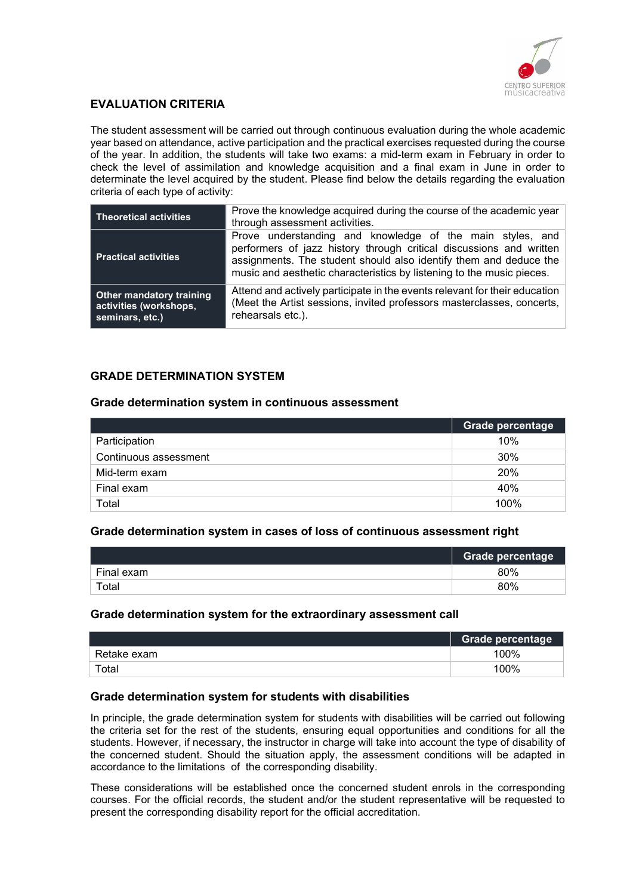## EVALUATION CRITERIA

The student assessment will be carried out through continuous evaluation during the whole academic year based on attendance, active participation and the practical exercises requested during the course of the year. In addition, the students will take two exams: a mid-term exam in February in order to check the level of assimilation and knowledge acquisition and a final exam in June in order to determinate the level acquired by the student. Please find below the details regarding the evaluation criteria of each type of activity:

| | |
|---|---|
| **Theoretical activities** | Prove the knowledge acquired during the course of the academic year through assessment activities. |
| **Practical activities** | Prove understanding and knowledge of the main styles, and performers of jazz history through critical discussions and written assignments. The student should also identify them and deduce the music and aesthetic characteristics by listening to the music pieces. |
| **Other mandatory training activities (workshops, seminars, etc.)** | Attend and actively participate in the events relevant for their education (Meet the Artist sessions, invited professors masterclasses, concerts, rehearsals etc.). |

## GRADE DETERMINATION SYSTEM

### Grade determination system in continuous assessment

| | Grade percentage |
|---|---|
| Participation | 10% |
| Continuous assessment | 30% |
| Mid-term exam | 20% |
| Final exam | 40% |
| Total | 100% |

### Grade determination system in cases of loss of continuous assessment right

| | Grade percentage |
|---|---|
| Final exam | 80% |
| Total | 80% |

### Grade determination system for the extraordinary assessment call

| | Grade percentage |
|---|---|
| Retake exam | 100% |
| Total | 100% |

### Grade determination system for students with disabilities

In principle, the grade determination system for students with disabilities will be carried out following the criteria set for the rest of the students, ensuring equal opportunities and conditions for all the students. However, if necessary, the instructor in charge will take into account the type of disability of the concerned student. Should the situation apply, the assessment conditions will be adapted in accordance to the limitations of the corresponding disability.

These considerations will be established once the concerned student enrols in the corresponding courses. For the official records, the student and/or the student representative will be requested to present the corresponding disability report for the official accreditation.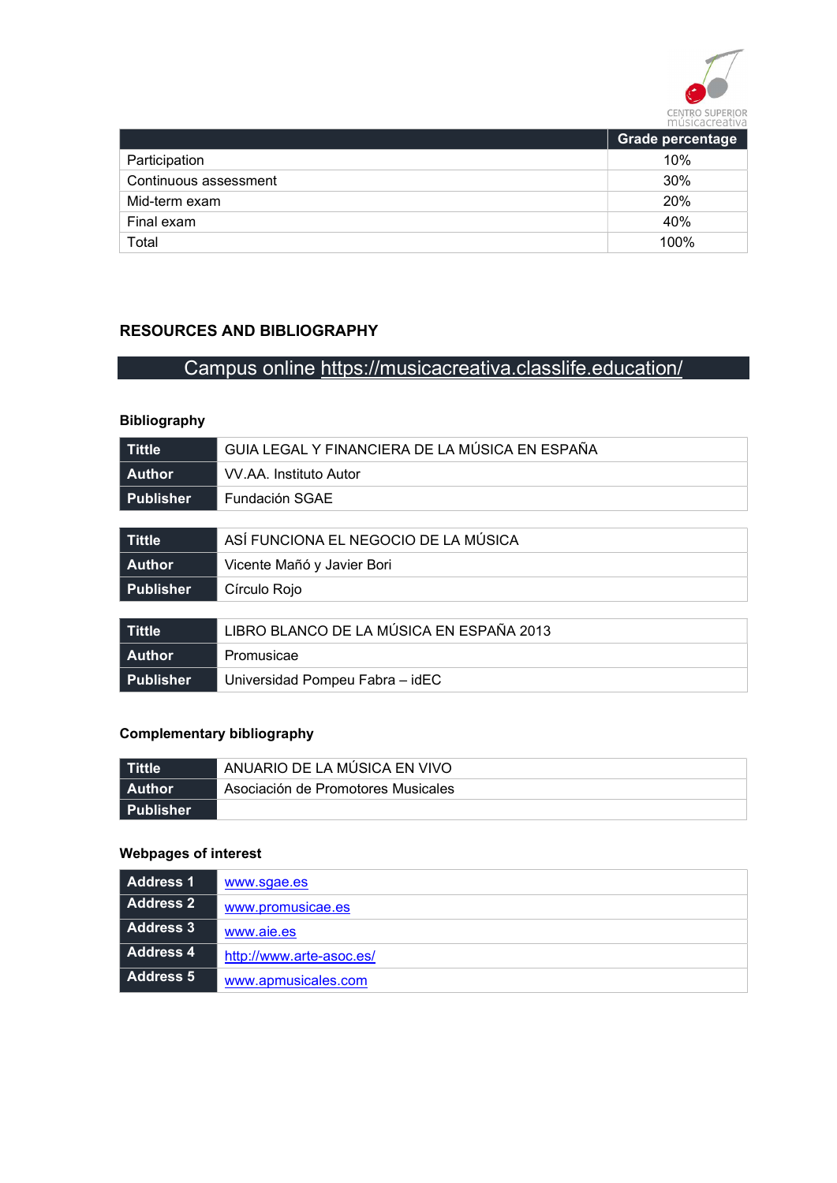| | Grade percentage |
|---|---|
| Participation | 10% |
| Continuous assessment | 30% |
| Mid-term exam | 20% |
| Final exam | 40% |
| Total | 100% |

## RESOURCES AND BIBLIOGRAPHY

Campus online https://musicacreativa.classlife.education/

### Bibliography

| | |
|---|---|
| **Tittle** | GUIA LEGAL Y FINANCIERA DE LA MÚSICA EN ESPAÑA |
| **Author** | VV.AA. Instituto Autor |
| **Publisher** | Fundación SGAE |

| | |
|---|---|
| **Tittle** | ASÍ FUNCIONA EL NEGOCIO DE LA MÚSICA |
| **Author** | Vicente Mañó y Javier Bori |
| **Publisher** | Círculo Rojo |

| | |
|---|---|
| **Tittle** | LIBRO BLANCO DE LA MÚSICA EN ESPAÑA 2013 |
| **Author** | Promusicae |
| **Publisher** | Universidad Pompeu Fabra – idEC |

### Complementary bibliography

| | |
|---|---|
| **Tittle** | ANUARIO DE LA MÚSICA EN VIVO |
| **Author** | Asociación de Promotores Musicales |
| **Publisher** | |

### Webpages of interest

| | |
|---|---|
| **Address 1** | www.sgae.es |
| **Address 2** | www.promusicae.es |
| **Address 3** | www.aie.es |
| **Address 4** | http://www.arte-asoc.es/ |
| **Address 5** | www.apmusicales.com |